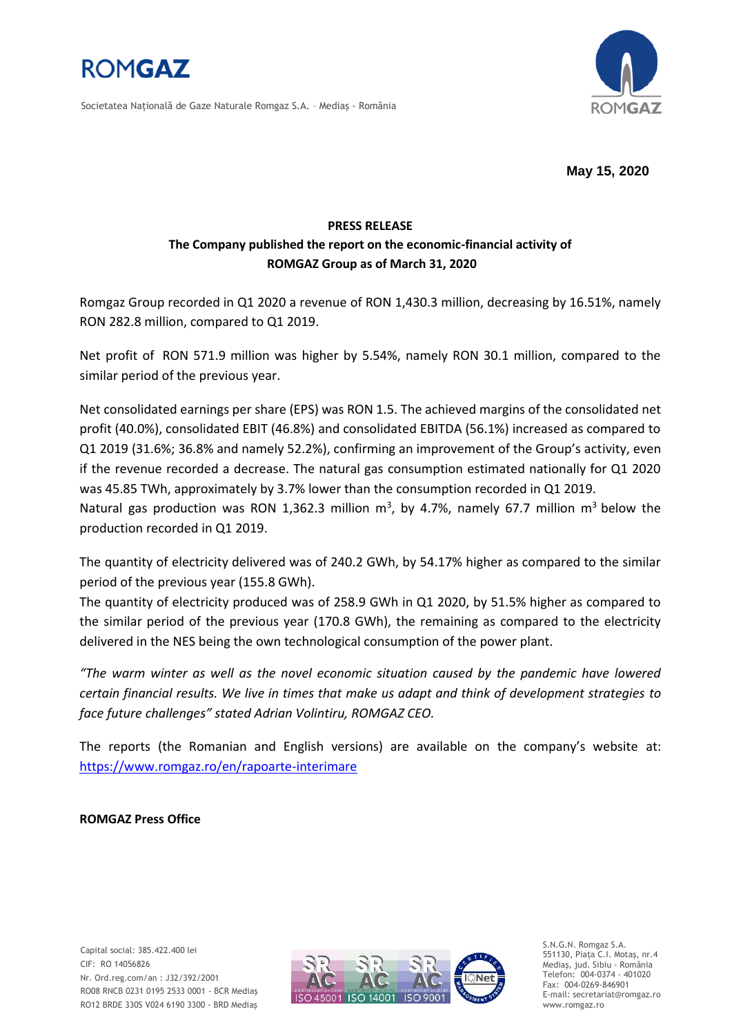Societatea Naţională de Gaze Naturale Romgaz S.A. – Mediaş - România

**May 15, 2020**

**PRESS RELEASE**

**The Company published the report on the economic-financial activity of ROMGAZ Group as of March 31, 2020**

Romgaz Group recorded in Q1 2020 a revenue of RON 1,430.3 million, decreasing by 16.51%, namely RON 282.8 million, compared to Q1 2019.

Net profit of RON 571.9 million was higher by 5.54%, namely RON 30.1 million, compared to the similar period of the previous year.

Net consolidated earnings per share (EPS) was RON 1.5. The achieved margins of the consolidated net profit (40.0%), consolidated EBIT (46.8%) and consolidated EBITDA (56.1%) increased as compared to Q1 2019 (31.6%; 36.8% and namely 52.2%), confirming an improvement of the Group's activity, even if the revenue recorded a decrease. The natural gas consumption estimated nationally for Q1 2020 was 45.85 TWh, approximately by 3.7% lower than the consumption recorded in Q1 2019.
Natural gas production was RON 1,362.3 million $m^3$, by 4.7%, namely 67.7 million $m^3$ below the production recorded in Q1 2019.

The quantity of electricity delivered was of 240.2 GWh, by 54.17% higher as compared to the similar period of the previous year (155.8 GWh).
The quantity of electricity produced was of 258.9 GWh in Q1 2020, by 51.5% higher as compared to the similar period of the previous year (170.8 GWh), the remaining as compared to the electricity delivered in the NES being the own technological consumption of the power plant.

*"The warm winter as well as the novel economic situation caused by the pandemic have lowered certain financial results. We live in times that make us adapt and think of development strategies to face future challenges" stated Adrian Volintiru, ROMGAZ CEO.*

The reports (the Romanian and English versions) are available on the company's website at: https://www.romgaz.ro/en/rapoarte-interimare

**ROMGAZ Press Office**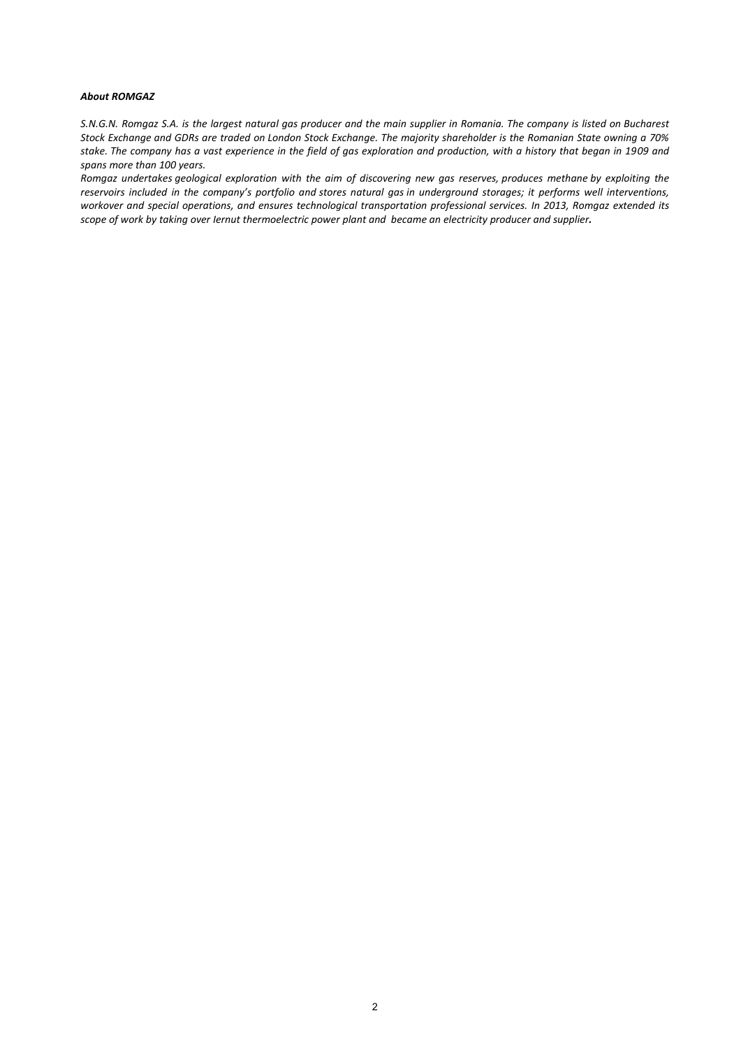***About ROMGAZ***

*S.N.G.N. Romgaz S.A. is the largest natural gas producer and the main supplier in Romania. The company is listed on Bucharest Stock Exchange and GDRs are traded on London Stock Exchange. The majority shareholder is the Romanian State owning a 70% stake. The company has a vast experience in the field of gas exploration and production, with a history that began in 1909 and spans more than 100 years.*

*Romgaz undertakes geological exploration with the aim of discovering new gas reserves, produces methane by exploiting the reservoirs included in the company's portfolio and stores natural gas in underground storages; it performs well interventions, workover and special operations, and ensures technological transportation professional services. In 2013, Romgaz extended its scope of work by taking over Iernut thermoelectric power plant and became an electricity producer and supplier.*